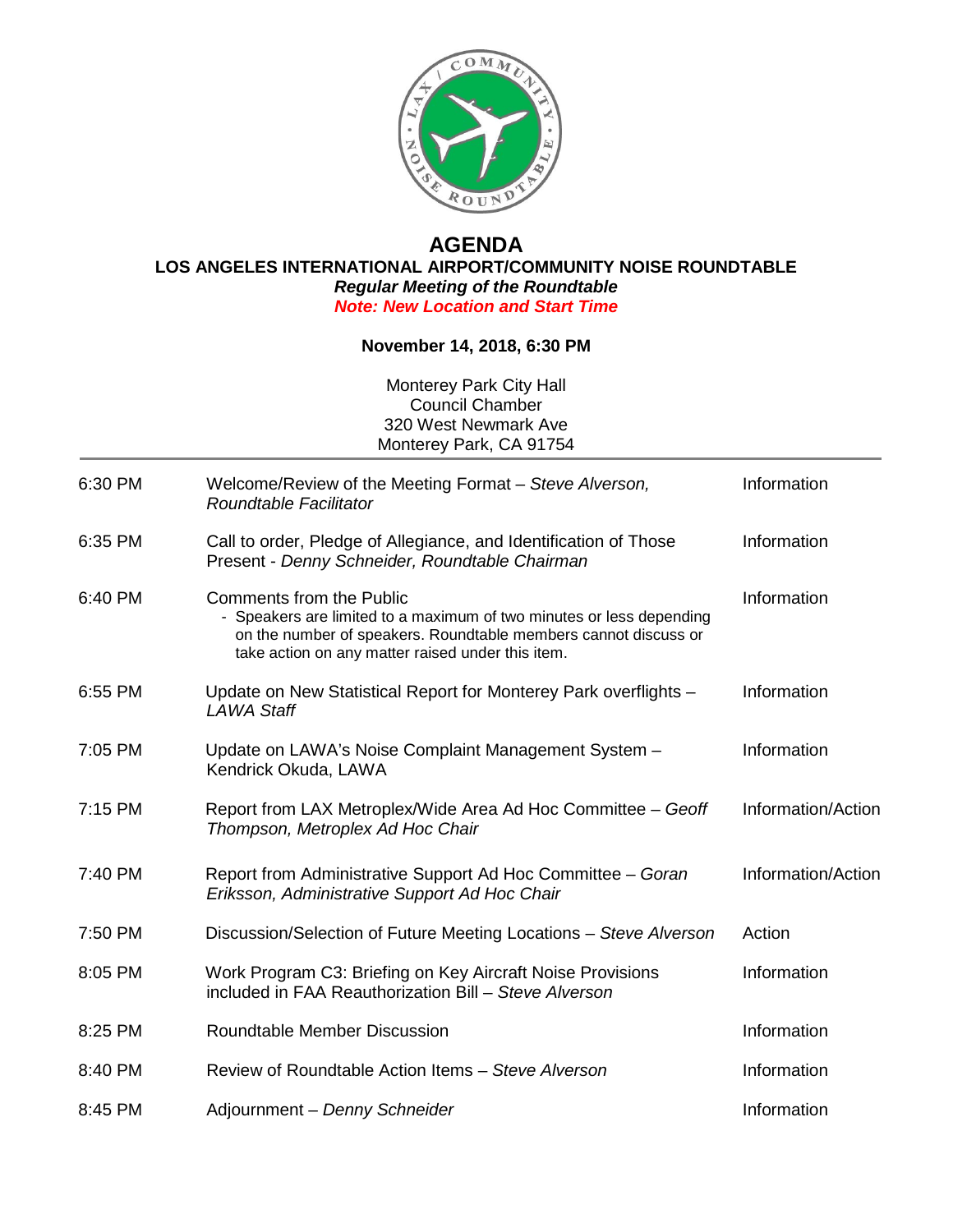# AGENDA

## LOS ANGELES INTERNATIONAL AIRPORT/COMMUNITY NOISE ROUNDTABLE

***Regular Meeting of the Roundtable***

***Note: New Location and Start Time***

**November 14, 2018, 6:30 PM**

Monterey Park City Hall
Council Chamber
320 West Newmark Ave
Monterey Park, CA 91754

| | | |
|---|---|---|
| 6:30 PM | Welcome/Review of the Meeting Format – *Steve Alverson, Roundtable Facilitator* | Information |
| 6:35 PM | Call to order, Pledge of Allegiance, and Identification of Those Present - *Denny Schneider, Roundtable Chairman* | Information |
| 6:40 PM | Comments from the Public<br>- Speakers are limited to a maximum of two minutes or less depending on the number of speakers. Roundtable members cannot discuss or take action on any matter raised under this item. | Information |
| 6:55 PM | Update on New Statistical Report for Monterey Park overflights – *LAWA Staff* | Information |
| 7:05 PM | Update on LAWA's Noise Complaint Management System – Kendrick Okuda, LAWA | Information |
| 7:15 PM | Report from LAX Metroplex/Wide Area Ad Hoc Committee – *Geoff Thompson, Metroplex Ad Hoc Chair* | Information/Action |
| 7:40 PM | Report from Administrative Support Ad Hoc Committee – *Goran Eriksson, Administrative Support Ad Hoc Chair* | Information/Action |
| 7:50 PM | Discussion/Selection of Future Meeting Locations – *Steve Alverson* | Action |
| 8:05 PM | Work Program C3: Briefing on Key Aircraft Noise Provisions included in FAA Reauthorization Bill – *Steve Alverson* | Information |
| 8:25 PM | Roundtable Member Discussion | Information |
| 8:40 PM | Review of Roundtable Action Items – *Steve Alverson* | Information |
| 8:45 PM | Adjournment – *Denny Schneider* | Information |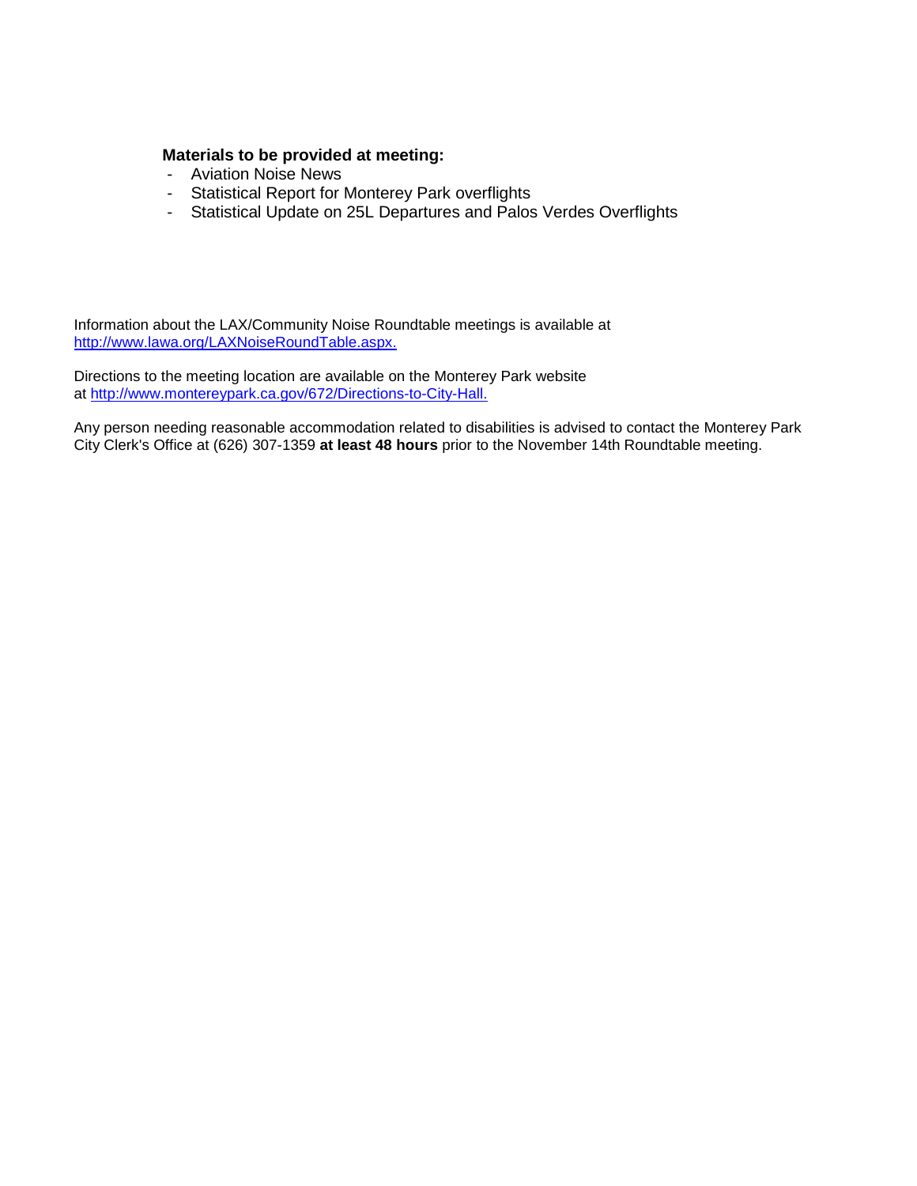**Materials to be provided at meeting:**

- Aviation Noise News
- Statistical Report for Monterey Park overflights
- Statistical Update on 25L Departures and Palos Verdes Overflights

Information about the LAX/Community Noise Roundtable meetings is available at http://www.lawa.org/LAXNoiseRoundTable.aspx.

Directions to the meeting location are available on the Monterey Park website at http://www.montereypark.ca.gov/672/Directions-to-City-Hall.

Any person needing reasonable accommodation related to disabilities is advised to contact the Monterey Park City Clerk's Office at (626) 307-1359 **at least 48 hours** prior to the November 14th Roundtable meeting.